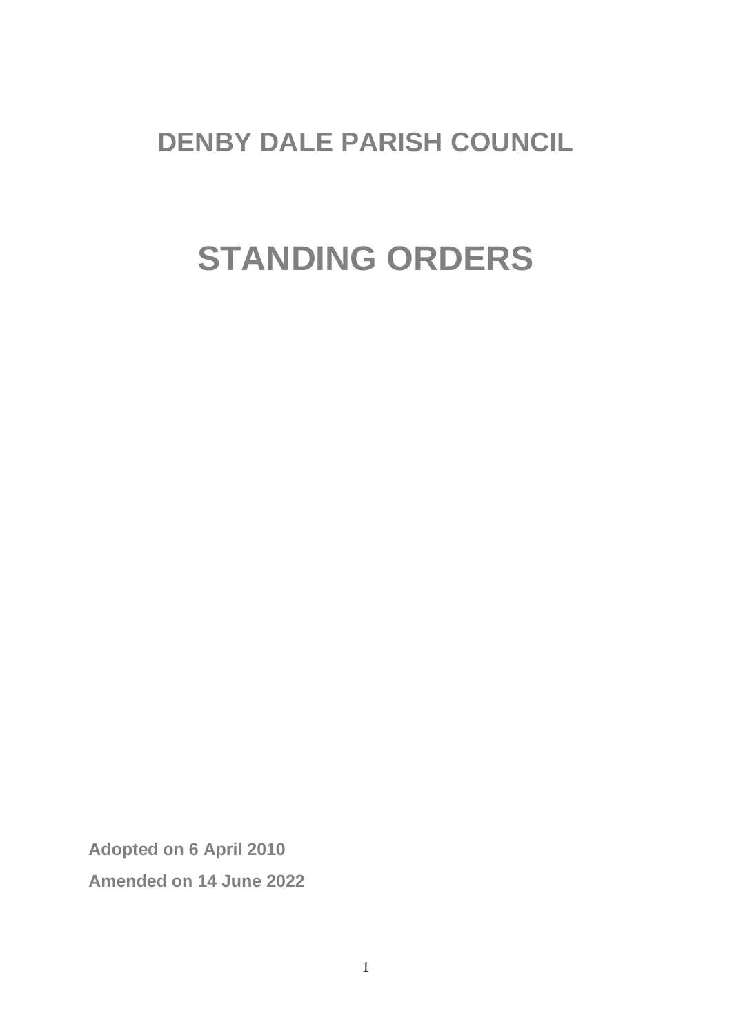# DENBY DALE PARISH COUNCIL

# STANDING ORDERS

**Adopted on 6 April 2010**

**Amended on 14 June 2022**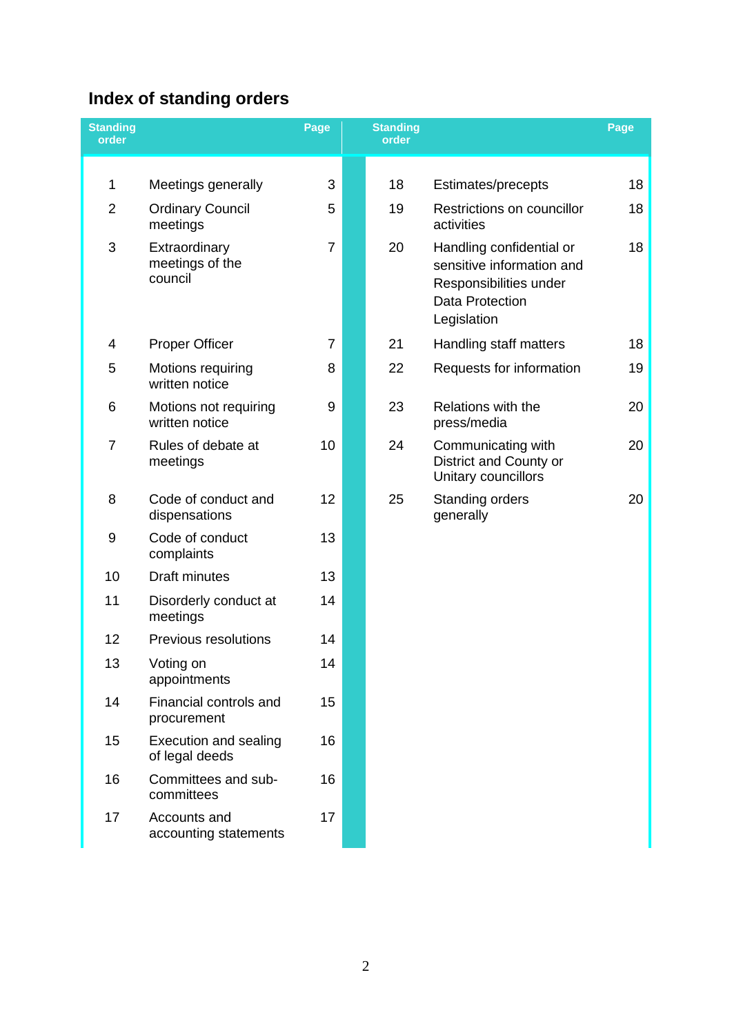## Index of standing orders

| Standing order | | Page | Standing order | | Page |
|---|---|---|---|---|---|
| 1 | Meetings generally | 3 | 18 | Estimates/precepts | 18 |
| 2 | Ordinary Council meetings | 5 | 19 | Restrictions on councillor activities | 18 |
| 3 | Extraordinary meetings of the council | 7 | 20 | Handling confidential or sensitive information and Responsibilities under Data Protection Legislation | 18 |
| 4 | Proper Officer | 7 | 21 | Handling staff matters | 18 |
| 5 | Motions requiring written notice | 8 | 22 | Requests for information | 19 |
| 6 | Motions not requiring written notice | 9 | 23 | Relations with the press/media | 20 |
| 7 | Rules of debate at meetings | 10 | 24 | Communicating with District and County or Unitary councillors | 20 |
| 8 | Code of conduct and dispensations | 12 | 25 | Standing orders generally | 20 |
| 9 | Code of conduct complaints | 13 | | | |
| 10 | Draft minutes | 13 | | | |
| 11 | Disorderly conduct at meetings | 14 | | | |
| 12 | Previous resolutions | 14 | | | |
| 13 | Voting on appointments | 14 | | | |
| 14 | Financial controls and procurement | 15 | | | |
| 15 | Execution and sealing of legal deeds | 16 | | | |
| 16 | Committees and sub-committees | 16 | | | |
| 17 | Accounts and accounting statements | 17 | | | |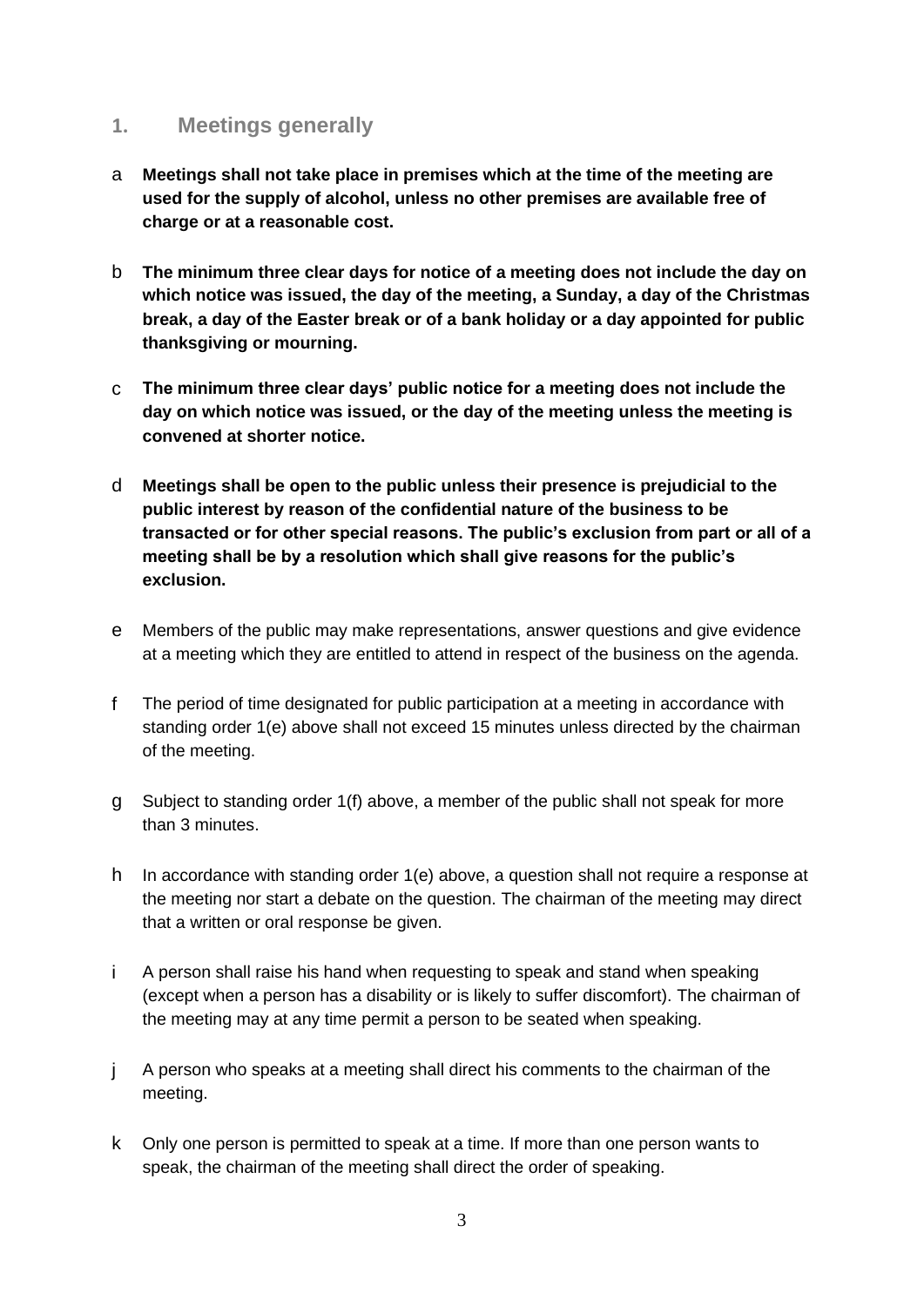## 1. Meetings generally

a **Meetings shall not take place in premises which at the time of the meeting are used for the supply of alcohol, unless no other premises are available free of charge or at a reasonable cost.**

b **The minimum three clear days for notice of a meeting does not include the day on which notice was issued, the day of the meeting, a Sunday, a day of the Christmas break, a day of the Easter break or of a bank holiday or a day appointed for public thanksgiving or mourning.**

c **The minimum three clear days' public notice for a meeting does not include the day on which notice was issued, or the day of the meeting unless the meeting is convened at shorter notice.**

d **Meetings shall be open to the public unless their presence is prejudicial to the public interest by reason of the confidential nature of the business to be transacted or for other special reasons. The public's exclusion from part or all of a meeting shall be by a resolution which shall give reasons for the public's exclusion.**

e Members of the public may make representations, answer questions and give evidence at a meeting which they are entitled to attend in respect of the business on the agenda.

f The period of time designated for public participation at a meeting in accordance with standing order 1(e) above shall not exceed 15 minutes unless directed by the chairman of the meeting.

g Subject to standing order 1(f) above, a member of the public shall not speak for more than 3 minutes.

h In accordance with standing order 1(e) above, a question shall not require a response at the meeting nor start a debate on the question. The chairman of the meeting may direct that a written or oral response be given.

i A person shall raise his hand when requesting to speak and stand when speaking (except when a person has a disability or is likely to suffer discomfort). The chairman of the meeting may at any time permit a person to be seated when speaking.

j A person who speaks at a meeting shall direct his comments to the chairman of the meeting.

k Only one person is permitted to speak at a time. If more than one person wants to speak, the chairman of the meeting shall direct the order of speaking.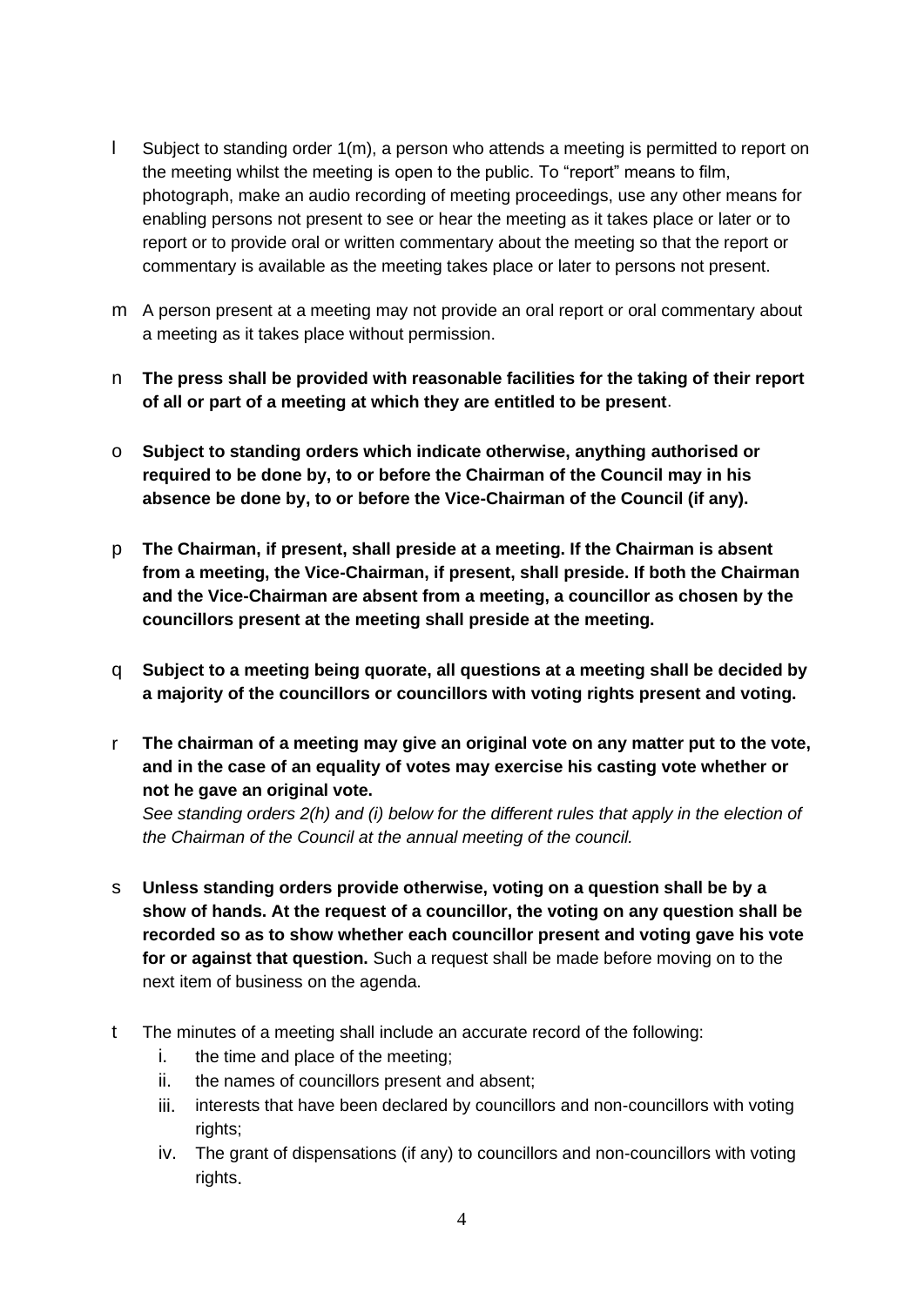l Subject to standing order 1(m), a person who attends a meeting is permitted to report on the meeting whilst the meeting is open to the public. To "report" means to film, photograph, make an audio recording of meeting proceedings, use any other means for enabling persons not present to see or hear the meeting as it takes place or later or to report or to provide oral or written commentary about the meeting so that the report or commentary is available as the meeting takes place or later to persons not present.

m A person present at a meeting may not provide an oral report or oral commentary about a meeting as it takes place without permission.

n **The press shall be provided with reasonable facilities for the taking of their report of all or part of a meeting at which they are entitled to be present**.

o **Subject to standing orders which indicate otherwise, anything authorised or required to be done by, to or before the Chairman of the Council may in his absence be done by, to or before the Vice-Chairman of the Council (if any).**

p **The Chairman, if present, shall preside at a meeting. If the Chairman is absent from a meeting, the Vice-Chairman, if present, shall preside. If both the Chairman and the Vice-Chairman are absent from a meeting, a councillor as chosen by the councillors present at the meeting shall preside at the meeting.**

q **Subject to a meeting being quorate, all questions at a meeting shall be decided by a majority of the councillors or councillors with voting rights present and voting.**

r **The chairman of a meeting may give an original vote on any matter put to the vote, and in the case of an equality of votes may exercise his casting vote whether or not he gave an original vote.**
*See standing orders 2(h) and (i) below for the different rules that apply in the election of the Chairman of the Council at the annual meeting of the council.*

s **Unless standing orders provide otherwise, voting on a question shall be by a show of hands. At the request of a councillor, the voting on any question shall be recorded so as to show whether each councillor present and voting gave his vote for or against that question.** Such a request shall be made before moving on to the next item of business on the agenda.

t The minutes of a meeting shall include an accurate record of the following:
   i. the time and place of the meeting;
   ii. the names of councillors present and absent;
   iii. interests that have been declared by councillors and non-councillors with voting rights;
   iv. The grant of dispensations (if any) to councillors and non-councillors with voting rights.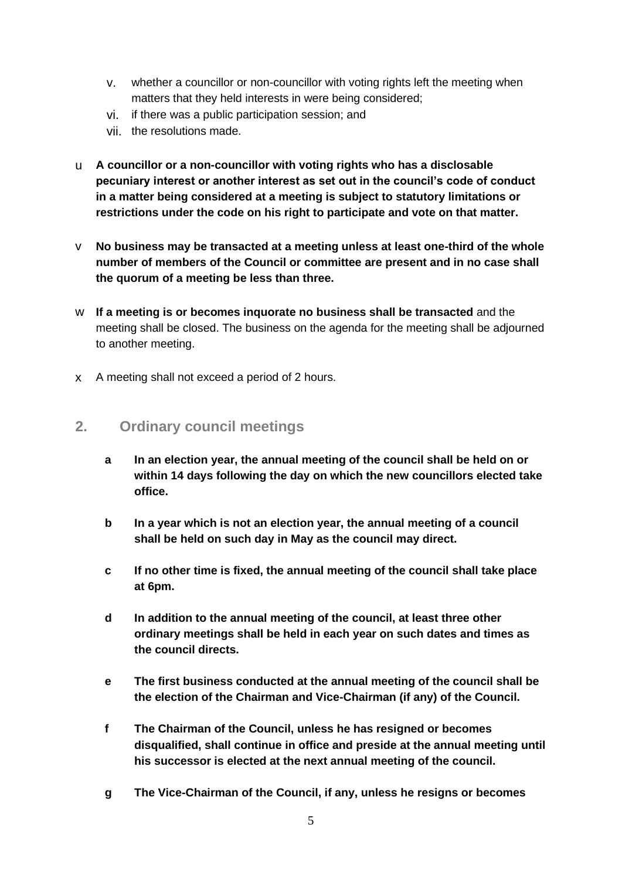v. whether a councillor or non-councillor with voting rights left the meeting when matters that they held interests in were being considered;
vi. if there was a public participation session; and
vii. the resolutions made.

u **A councillor or a non-councillor with voting rights who has a disclosable pecuniary interest or another interest as set out in the council's code of conduct in a matter being considered at a meeting is subject to statutory limitations or restrictions under the code on his right to participate and vote on that matter.**

v **No business may be transacted at a meeting unless at least one-third of the whole number of members of the Council or committee are present and in no case shall the quorum of a meeting be less than three.**

w **If a meeting is or becomes inquorate no business shall be transacted** and the meeting shall be closed. The business on the agenda for the meeting shall be adjourned to another meeting.

x A meeting shall not exceed a period of 2 hours.

## 2. Ordinary council meetings

a **In an election year, the annual meeting of the council shall be held on or within 14 days following the day on which the new councillors elected take office.**

b **In a year which is not an election year, the annual meeting of a council shall be held on such day in May as the council may direct.**

c **If no other time is fixed, the annual meeting of the council shall take place at 6pm.**

d **In addition to the annual meeting of the council, at least three other ordinary meetings shall be held in each year on such dates and times as the council directs.**

e **The first business conducted at the annual meeting of the council shall be the election of the Chairman and Vice-Chairman (if any) of the Council.**

f **The Chairman of the Council, unless he has resigned or becomes disqualified, shall continue in office and preside at the annual meeting until his successor is elected at the next annual meeting of the council.**

g **The Vice-Chairman of the Council, if any, unless he resigns or becomes**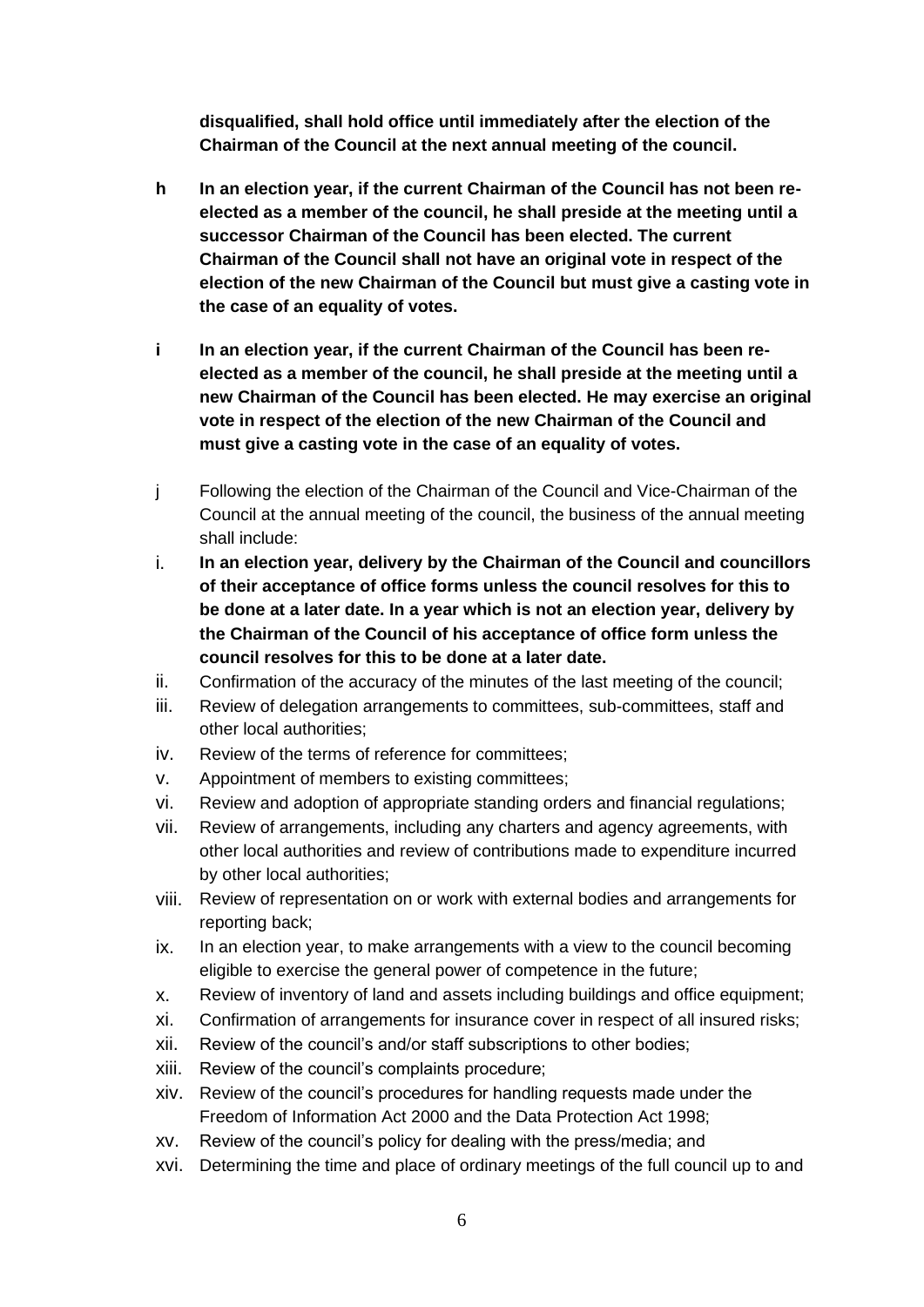**disqualified, shall hold office until immediately after the election of the Chairman of the Council at the next annual meeting of the council.**

**h In an election year, if the current Chairman of the Council has not been re-elected as a member of the council, he shall preside at the meeting until a successor Chairman of the Council has been elected. The current Chairman of the Council shall not have an original vote in respect of the election of the new Chairman of the Council but must give a casting vote in the case of an equality of votes.**

**i In an election year, if the current Chairman of the Council has been re-elected as a member of the council, he shall preside at the meeting until a new Chairman of the Council has been elected. He may exercise an original vote in respect of the election of the new Chairman of the Council and must give a casting vote in the case of an equality of votes.**

j Following the election of the Chairman of the Council and Vice-Chairman of the Council at the annual meeting of the council, the business of the annual meeting shall include:

i. **In an election year, delivery by the Chairman of the Council and councillors of their acceptance of office forms unless the council resolves for this to be done at a later date. In a year which is not an election year, delivery by the Chairman of the Council of his acceptance of office form unless the council resolves for this to be done at a later date.**
ii. Confirmation of the accuracy of the minutes of the last meeting of the council;
iii. Review of delegation arrangements to committees, sub-committees, staff and other local authorities;
iv. Review of the terms of reference for committees;
v. Appointment of members to existing committees;
vi. Review and adoption of appropriate standing orders and financial regulations;
vii. Review of arrangements, including any charters and agency agreements, with other local authorities and review of contributions made to expenditure incurred by other local authorities;
viii. Review of representation on or work with external bodies and arrangements for reporting back;
ix. In an election year, to make arrangements with a view to the council becoming eligible to exercise the general power of competence in the future;
x. Review of inventory of land and assets including buildings and office equipment;
xi. Confirmation of arrangements for insurance cover in respect of all insured risks;
xii. Review of the council's and/or staff subscriptions to other bodies;
xiii. Review of the council's complaints procedure;
xiv. Review of the council's procedures for handling requests made under the Freedom of Information Act 2000 and the Data Protection Act 1998;
xv. Review of the council's policy for dealing with the press/media; and
xvi. Determining the time and place of ordinary meetings of the full council up to and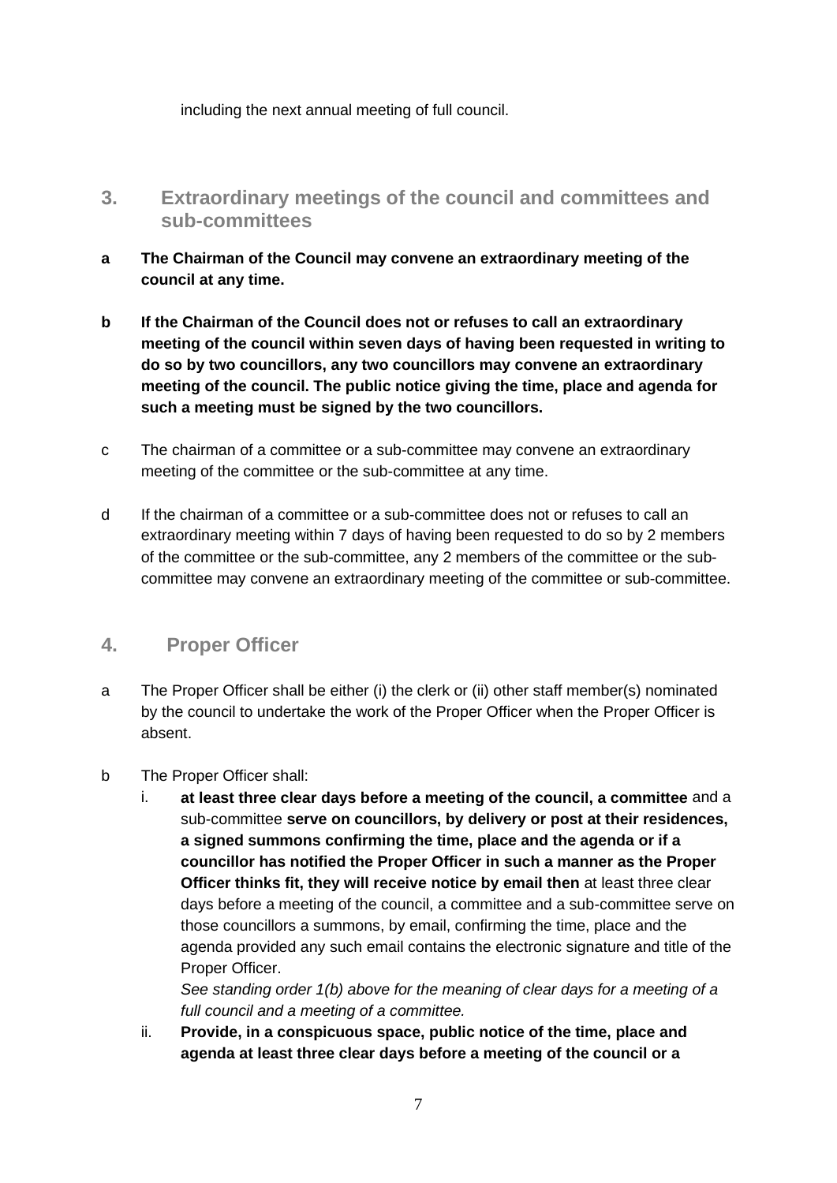including the next annual meeting of full council.

## 3. Extraordinary meetings of the council and committees and sub-committees

**a The Chairman of the Council may convene an extraordinary meeting of the council at any time.**

**b If the Chairman of the Council does not or refuses to call an extraordinary meeting of the council within seven days of having been requested in writing to do so by two councillors, any two councillors may convene an extraordinary meeting of the council. The public notice giving the time, place and agenda for such a meeting must be signed by the two councillors.**

c The chairman of a committee or a sub-committee may convene an extraordinary meeting of the committee or the sub-committee at any time.

d If the chairman of a committee or a sub-committee does not or refuses to call an extraordinary meeting within 7 days of having been requested to do so by 2 members of the committee or the sub-committee, any 2 members of the committee or the sub-committee may convene an extraordinary meeting of the committee or sub-committee.

## 4. Proper Officer

a The Proper Officer shall be either (i) the clerk or (ii) other staff member(s) nominated by the council to undertake the work of the Proper Officer when the Proper Officer is absent.

b The Proper Officer shall:

i. **at least three clear days before a meeting of the council, a committee** and a sub-committee **serve on councillors, by delivery or post at their residences, a signed summons confirming the time, place and the agenda or if a councillor has notified the Proper Officer in such a manner as the Proper Officer thinks fit, they will receive notice by email then** at least three clear days before a meeting of the council, a committee and a sub-committee serve on those councillors a summons, by email, confirming the time, place and the agenda provided any such email contains the electronic signature and title of the Proper Officer.
*See standing order 1(b) above for the meaning of clear days for a meeting of a full council and a meeting of a committee.*

ii. **Provide, in a conspicuous space, public notice of the time, place and agenda at least three clear days before a meeting of the council or a**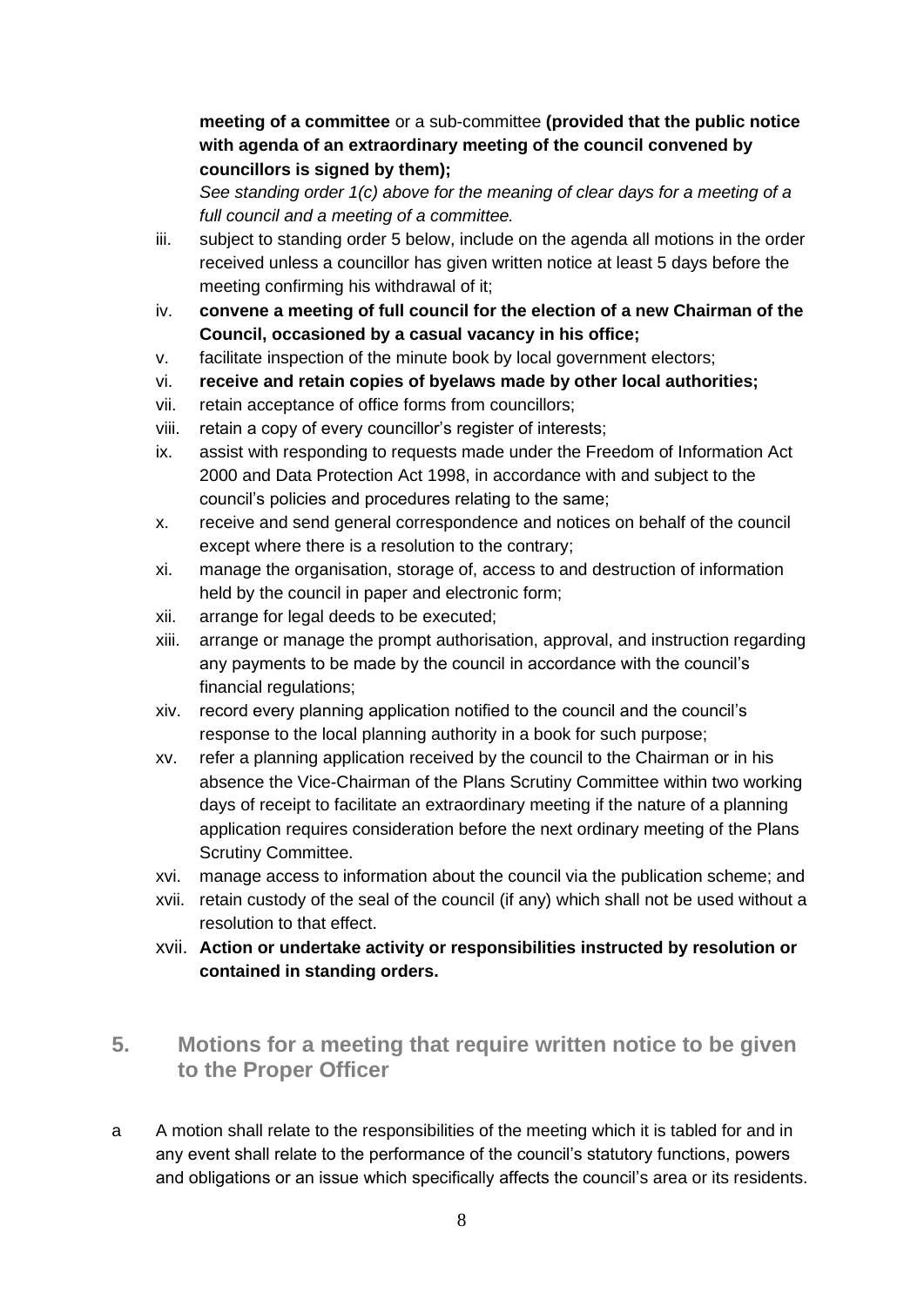**meeting of a committee** or a sub-committee **(provided that the public notice with agenda of an extraordinary meeting of the council convened by councillors is signed by them);**

*See standing order 1(c) above for the meaning of clear days for a meeting of a full council and a meeting of a committee.*

iii. subject to standing order 5 below, include on the agenda all motions in the order received unless a councillor has given written notice at least 5 days before the meeting confirming his withdrawal of it;

iv. **convene a meeting of full council for the election of a new Chairman of the Council, occasioned by a casual vacancy in his office;**

v. facilitate inspection of the minute book by local government electors;

vi. **receive and retain copies of byelaws made by other local authorities;**

vii. retain acceptance of office forms from councillors;

viii. retain a copy of every councillor's register of interests;

ix. assist with responding to requests made under the Freedom of Information Act 2000 and Data Protection Act 1998, in accordance with and subject to the council's policies and procedures relating to the same;

x. receive and send general correspondence and notices on behalf of the council except where there is a resolution to the contrary;

xi. manage the organisation, storage of, access to and destruction of information held by the council in paper and electronic form;

xii. arrange for legal deeds to be executed;

xiii. arrange or manage the prompt authorisation, approval, and instruction regarding any payments to be made by the council in accordance with the council's financial regulations;

xiv. record every planning application notified to the council and the council's response to the local planning authority in a book for such purpose;

xv. refer a planning application received by the council to the Chairman or in his absence the Vice-Chairman of the Plans Scrutiny Committee within two working days of receipt to facilitate an extraordinary meeting if the nature of a planning application requires consideration before the next ordinary meeting of the Plans Scrutiny Committee.

xvi. manage access to information about the council via the publication scheme; and

xvii. retain custody of the seal of the council (if any) which shall not be used without a resolution to that effect.

xvii. **Action or undertake activity or responsibilities instructed by resolution or contained in standing orders.**

## 5. Motions for a meeting that require written notice to be given to the Proper Officer

a A motion shall relate to the responsibilities of the meeting which it is tabled for and in any event shall relate to the performance of the council's statutory functions, powers and obligations or an issue which specifically affects the council's area or its residents.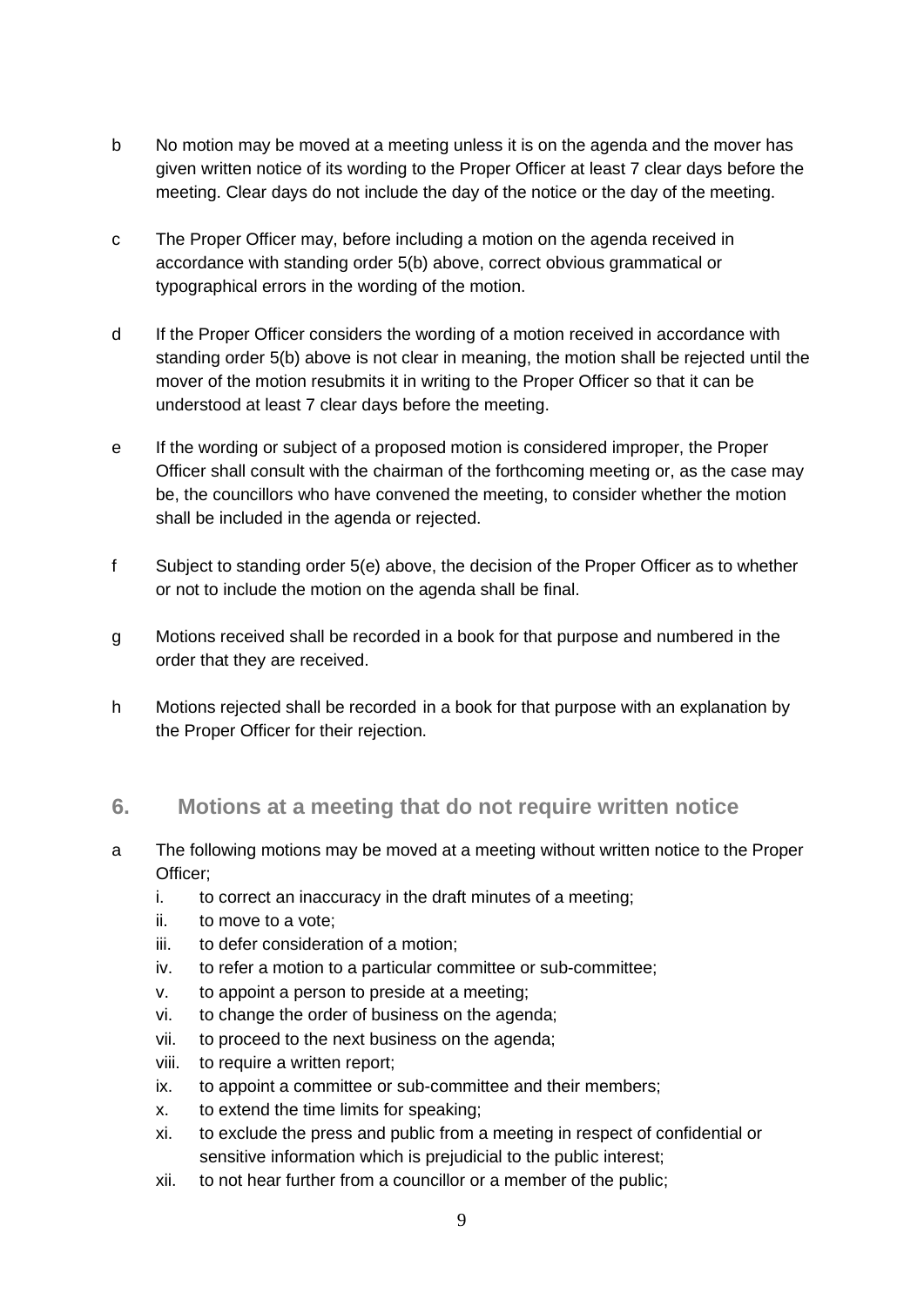b No motion may be moved at a meeting unless it is on the agenda and the mover has given written notice of its wording to the Proper Officer at least 7 clear days before the meeting. Clear days do not include the day of the notice or the day of the meeting.

c The Proper Officer may, before including a motion on the agenda received in accordance with standing order 5(b) above, correct obvious grammatical or typographical errors in the wording of the motion.

d If the Proper Officer considers the wording of a motion received in accordance with standing order 5(b) above is not clear in meaning, the motion shall be rejected until the mover of the motion resubmits it in writing to the Proper Officer so that it can be understood at least 7 clear days before the meeting.

e If the wording or subject of a proposed motion is considered improper, the Proper Officer shall consult with the chairman of the forthcoming meeting or, as the case may be, the councillors who have convened the meeting, to consider whether the motion shall be included in the agenda or rejected.

f Subject to standing order 5(e) above, the decision of the Proper Officer as to whether or not to include the motion on the agenda shall be final.

g Motions received shall be recorded in a book for that purpose and numbered in the order that they are received.

h Motions rejected shall be recorded in a book for that purpose with an explanation by the Proper Officer for their rejection.

## 6. Motions at a meeting that do not require written notice

a The following motions may be moved at a meeting without written notice to the Proper Officer;

i. to correct an inaccuracy in the draft minutes of a meeting;
ii. to move to a vote;
iii. to defer consideration of a motion;
iv. to refer a motion to a particular committee or sub-committee;
v. to appoint a person to preside at a meeting;
vi. to change the order of business on the agenda;
vii. to proceed to the next business on the agenda;
viii. to require a written report;
ix. to appoint a committee or sub-committee and their members;
x. to extend the time limits for speaking;
xi. to exclude the press and public from a meeting in respect of confidential or sensitive information which is prejudicial to the public interest;
xii. to not hear further from a councillor or a member of the public;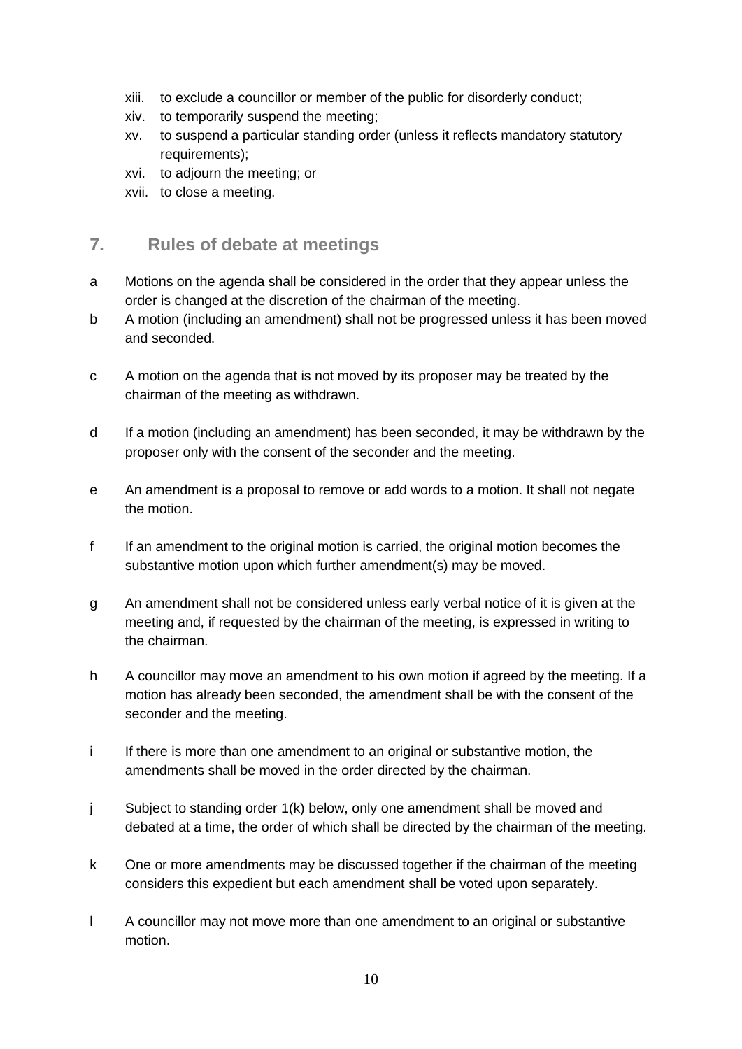xiii. to exclude a councillor or member of the public for disorderly conduct;
xiv. to temporarily suspend the meeting;
xv. to suspend a particular standing order (unless it reflects mandatory statutory requirements);
xvi. to adjourn the meeting; or
xvii. to close a meeting.

## 7. Rules of debate at meetings

a Motions on the agenda shall be considered in the order that they appear unless the order is changed at the discretion of the chairman of the meeting.

b A motion (including an amendment) shall not be progressed unless it has been moved and seconded.

c A motion on the agenda that is not moved by its proposer may be treated by the chairman of the meeting as withdrawn.

d If a motion (including an amendment) has been seconded, it may be withdrawn by the proposer only with the consent of the seconder and the meeting.

e An amendment is a proposal to remove or add words to a motion. It shall not negate the motion.

f If an amendment to the original motion is carried, the original motion becomes the substantive motion upon which further amendment(s) may be moved.

g An amendment shall not be considered unless early verbal notice of it is given at the meeting and, if requested by the chairman of the meeting, is expressed in writing to the chairman.

h A councillor may move an amendment to his own motion if agreed by the meeting. If a motion has already been seconded, the amendment shall be with the consent of the seconder and the meeting.

i If there is more than one amendment to an original or substantive motion, the amendments shall be moved in the order directed by the chairman.

j Subject to standing order 1(k) below, only one amendment shall be moved and debated at a time, the order of which shall be directed by the chairman of the meeting.

k One or more amendments may be discussed together if the chairman of the meeting considers this expedient but each amendment shall be voted upon separately.

l A councillor may not move more than one amendment to an original or substantive motion.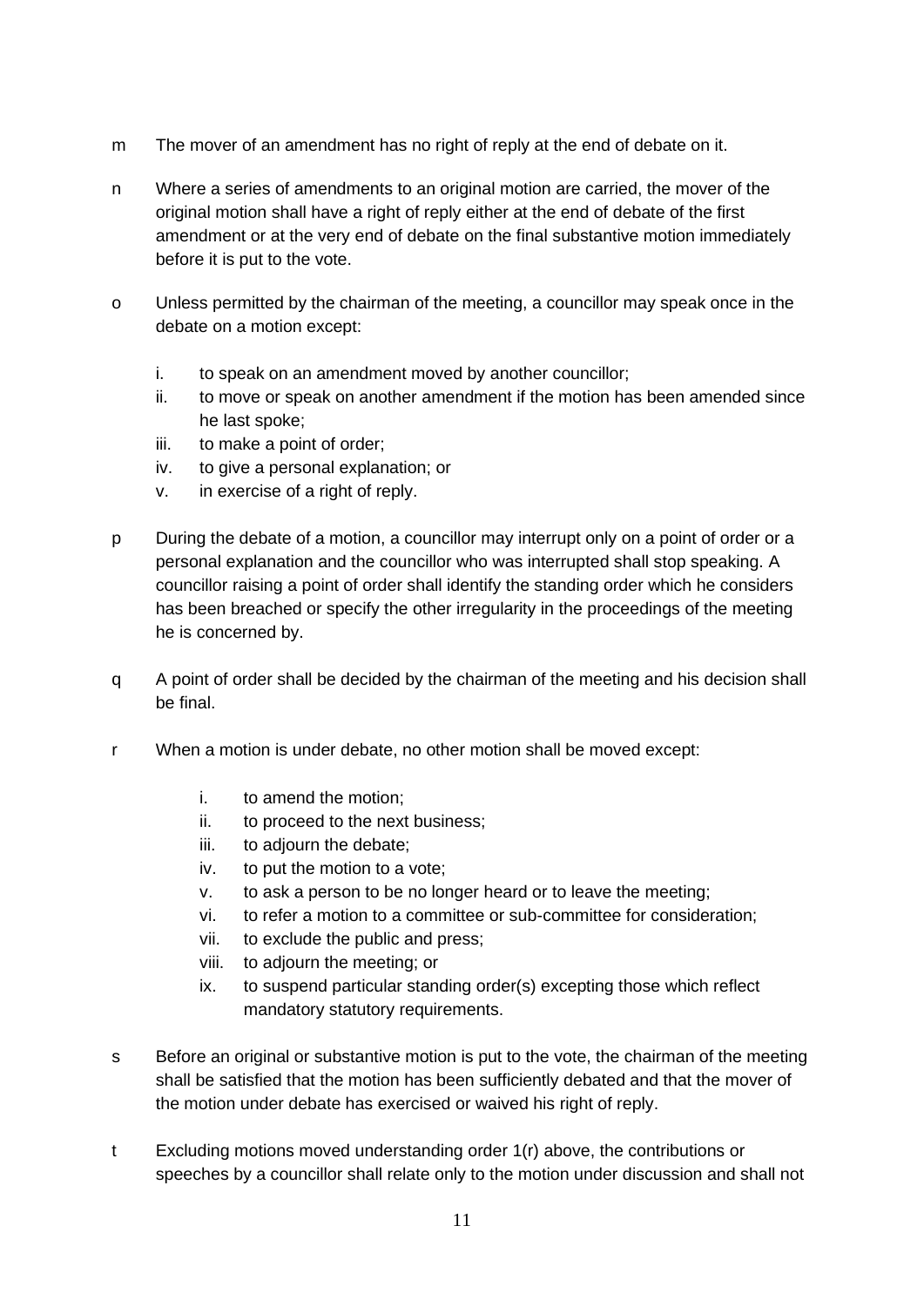m The mover of an amendment has no right of reply at the end of debate on it.

n Where a series of amendments to an original motion are carried, the mover of the original motion shall have a right of reply either at the end of debate of the first amendment or at the very end of debate on the final substantive motion immediately before it is put to the vote.

o Unless permitted by the chairman of the meeting, a councillor may speak once in the debate on a motion except:

   i. to speak on an amendment moved by another councillor;
   ii. to move or speak on another amendment if the motion has been amended since he last spoke;
   iii. to make a point of order;
   iv. to give a personal explanation; or
   v. in exercise of a right of reply.

p During the debate of a motion, a councillor may interrupt only on a point of order or a personal explanation and the councillor who was interrupted shall stop speaking. A councillor raising a point of order shall identify the standing order which he considers has been breached or specify the other irregularity in the proceedings of the meeting he is concerned by.

q A point of order shall be decided by the chairman of the meeting and his decision shall be final.

r When a motion is under debate, no other motion shall be moved except:

   i. to amend the motion;
   ii. to proceed to the next business;
   iii. to adjourn the debate;
   iv. to put the motion to a vote;
   v. to ask a person to be no longer heard or to leave the meeting;
   vi. to refer a motion to a committee or sub-committee for consideration;
   vii. to exclude the public and press;
   viii. to adjourn the meeting; or
   ix. to suspend particular standing order(s) excepting those which reflect mandatory statutory requirements.

s Before an original or substantive motion is put to the vote, the chairman of the meeting shall be satisfied that the motion has been sufficiently debated and that the mover of the motion under debate has exercised or waived his right of reply.

t Excluding motions moved understanding order 1(r) above, the contributions or speeches by a councillor shall relate only to the motion under discussion and shall not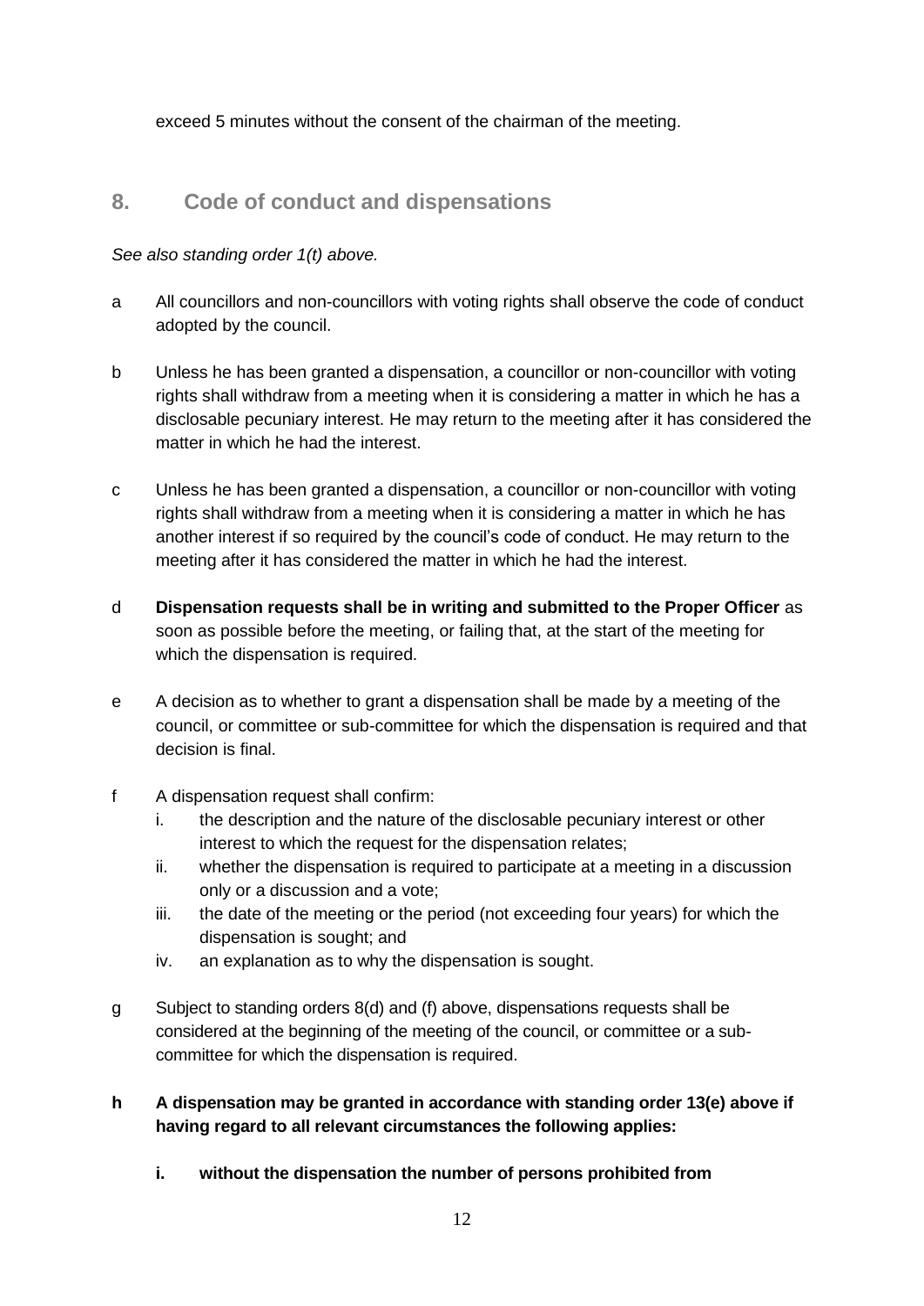exceed 5 minutes without the consent of the chairman of the meeting.

## 8. Code of conduct and dispensations

*See also standing order 1(t) above.*

a All councillors and non-councillors with voting rights shall observe the code of conduct adopted by the council.

b Unless he has been granted a dispensation, a councillor or non-councillor with voting rights shall withdraw from a meeting when it is considering a matter in which he has a disclosable pecuniary interest. He may return to the meeting after it has considered the matter in which he had the interest.

c Unless he has been granted a dispensation, a councillor or non-councillor with voting rights shall withdraw from a meeting when it is considering a matter in which he has another interest if so required by the council's code of conduct. He may return to the meeting after it has considered the matter in which he had the interest.

d **Dispensation requests shall be in writing and submitted to the Proper Officer** as soon as possible before the meeting, or failing that, at the start of the meeting for which the dispensation is required.

e A decision as to whether to grant a dispensation shall be made by a meeting of the council, or committee or sub-committee for which the dispensation is required and that decision is final.

f A dispensation request shall confirm:
   i. the description and the nature of the disclosable pecuniary interest or other interest to which the request for the dispensation relates;
   ii. whether the dispensation is required to participate at a meeting in a discussion only or a discussion and a vote;
   iii. the date of the meeting or the period (not exceeding four years) for which the dispensation is sought; and
   iv. an explanation as to why the dispensation is sought.

g Subject to standing orders 8(d) and (f) above, dispensations requests shall be considered at the beginning of the meeting of the council, or committee or a sub-committee for which the dispensation is required.

**h A dispensation may be granted in accordance with standing order 13(e) above if having regard to all relevant circumstances the following applies:**

   **i. without the dispensation the number of persons prohibited from**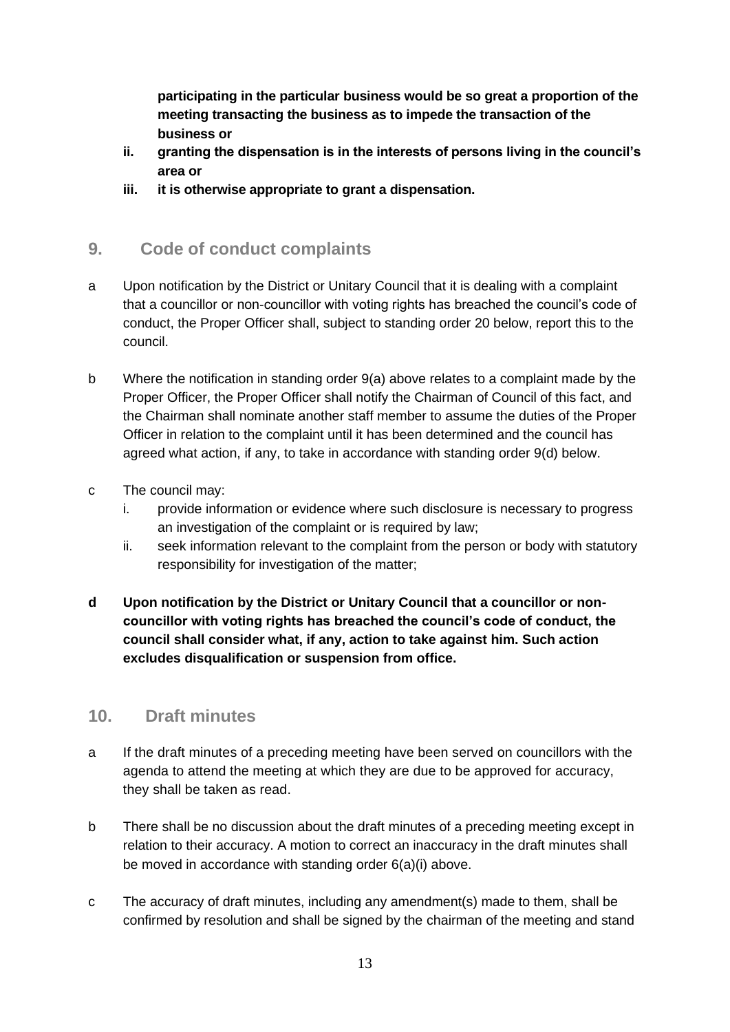**participating in the particular business would be so great a proportion of the meeting transacting the business as to impede the transaction of the business or**

ii. **granting the dispensation is in the interests of persons living in the council's area or**

iii. **it is otherwise appropriate to grant a dispensation.**

## 9. Code of conduct complaints

a Upon notification by the District or Unitary Council that it is dealing with a complaint that a councillor or non-councillor with voting rights has breached the council's code of conduct, the Proper Officer shall, subject to standing order 20 below, report this to the council.

b Where the notification in standing order 9(a) above relates to a complaint made by the Proper Officer, the Proper Officer shall notify the Chairman of Council of this fact, and the Chairman shall nominate another staff member to assume the duties of the Proper Officer in relation to the complaint until it has been determined and the council has agreed what action, if any, to take in accordance with standing order 9(d) below.

c The council may:

i. provide information or evidence where such disclosure is necessary to progress an investigation of the complaint or is required by law;

ii. seek information relevant to the complaint from the person or body with statutory responsibility for investigation of the matter;

**d Upon notification by the District or Unitary Council that a councillor or non-councillor with voting rights has breached the council's code of conduct, the council shall consider what, if any, action to take against him. Such action excludes disqualification or suspension from office.**

## 10. Draft minutes

a If the draft minutes of a preceding meeting have been served on councillors with the agenda to attend the meeting at which they are due to be approved for accuracy, they shall be taken as read.

b There shall be no discussion about the draft minutes of a preceding meeting except in relation to their accuracy. A motion to correct an inaccuracy in the draft minutes shall be moved in accordance with standing order 6(a)(i) above.

c The accuracy of draft minutes, including any amendment(s) made to them, shall be confirmed by resolution and shall be signed by the chairman of the meeting and stand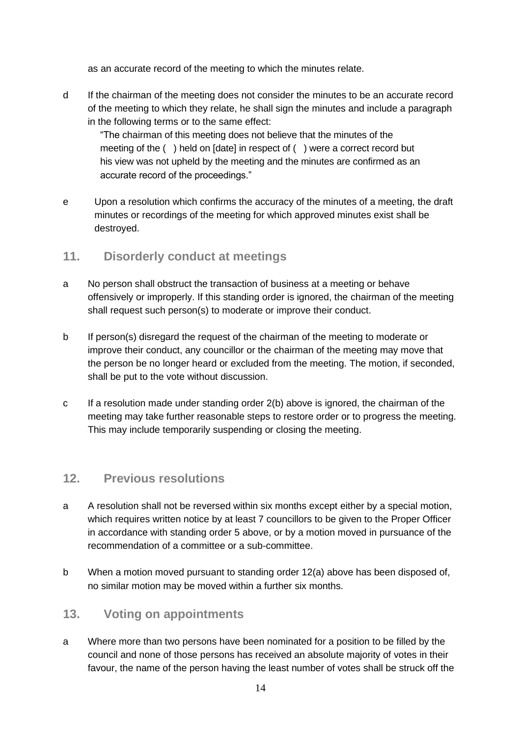as an accurate record of the meeting to which the minutes relate.

d If the chairman of the meeting does not consider the minutes to be an accurate record of the meeting to which they relate, he shall sign the minutes and include a paragraph in the following terms or to the same effect:

> "The chairman of this meeting does not believe that the minutes of the meeting of the ( ) held on [date] in respect of ( ) were a correct record but his view was not upheld by the meeting and the minutes are confirmed as an accurate record of the proceedings."

e Upon a resolution which confirms the accuracy of the minutes of a meeting, the draft minutes or recordings of the meeting for which approved minutes exist shall be destroyed.

## 11. Disorderly conduct at meetings

a No person shall obstruct the transaction of business at a meeting or behave offensively or improperly. If this standing order is ignored, the chairman of the meeting shall request such person(s) to moderate or improve their conduct.

b If person(s) disregard the request of the chairman of the meeting to moderate or improve their conduct, any councillor or the chairman of the meeting may move that the person be no longer heard or excluded from the meeting. The motion, if seconded, shall be put to the vote without discussion.

c If a resolution made under standing order 2(b) above is ignored, the chairman of the meeting may take further reasonable steps to restore order or to progress the meeting. This may include temporarily suspending or closing the meeting.

## 12. Previous resolutions

a A resolution shall not be reversed within six months except either by a special motion, which requires written notice by at least 7 councillors to be given to the Proper Officer in accordance with standing order 5 above, or by a motion moved in pursuance of the recommendation of a committee or a sub-committee.

b When a motion moved pursuant to standing order 12(a) above has been disposed of, no similar motion may be moved within a further six months.

## 13. Voting on appointments

a Where more than two persons have been nominated for a position to be filled by the council and none of those persons has received an absolute majority of votes in their favour, the name of the person having the least number of votes shall be struck off the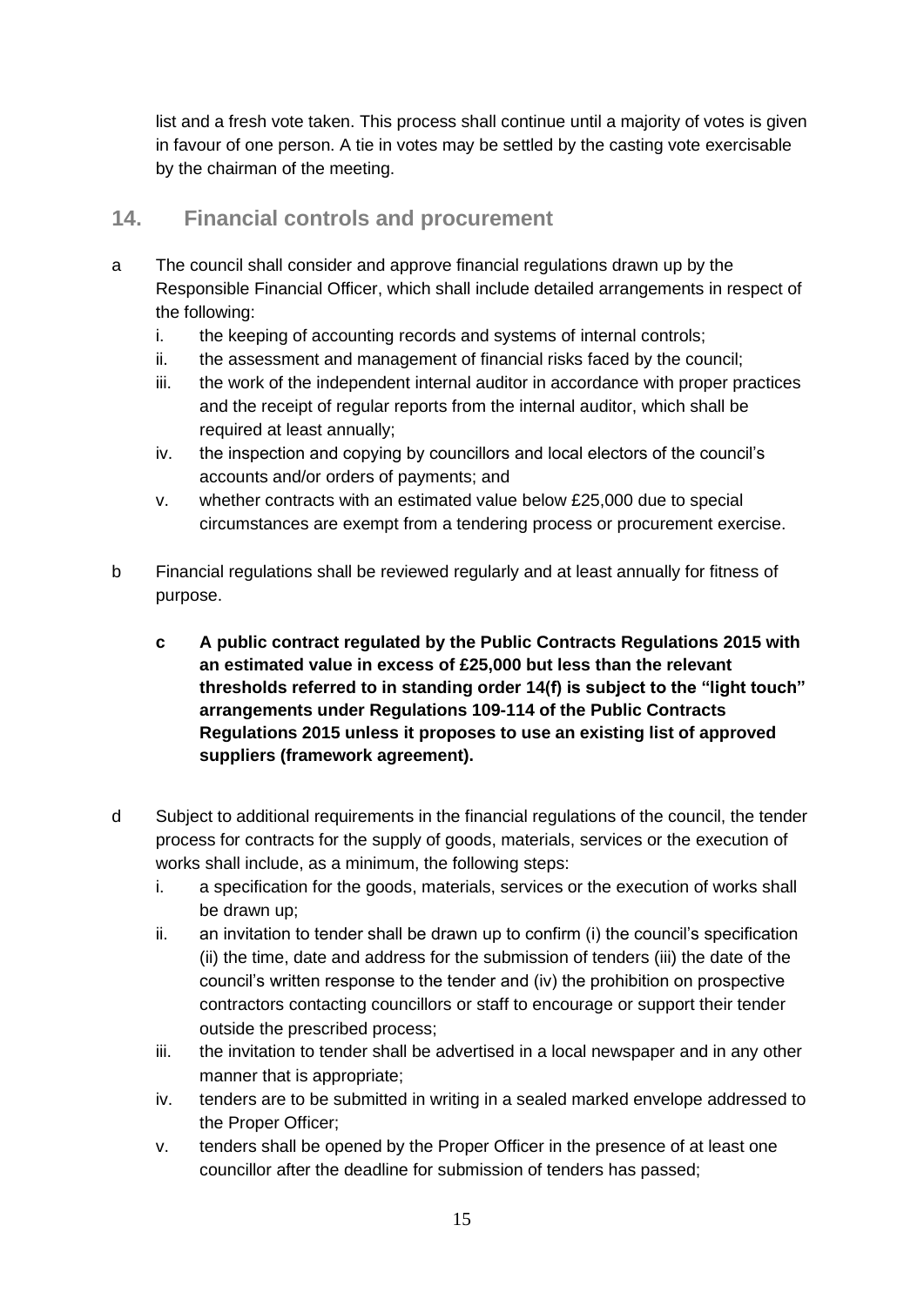list and a fresh vote taken. This process shall continue until a majority of votes is given in favour of one person. A tie in votes may be settled by the casting vote exercisable by the chairman of the meeting.

## 14. Financial controls and procurement

a The council shall consider and approve financial regulations drawn up by the Responsible Financial Officer, which shall include detailed arrangements in respect of the following:

- i. the keeping of accounting records and systems of internal controls;
- ii. the assessment and management of financial risks faced by the council;
- iii. the work of the independent internal auditor in accordance with proper practices and the receipt of regular reports from the internal auditor, which shall be required at least annually;
- iv. the inspection and copying by councillors and local electors of the council's accounts and/or orders of payments; and
- v. whether contracts with an estimated value below £25,000 due to special circumstances are exempt from a tendering process or procurement exercise.

b Financial regulations shall be reviewed regularly and at least annually for fitness of purpose.

**c A public contract regulated by the Public Contracts Regulations 2015 with an estimated value in excess of £25,000 but less than the relevant thresholds referred to in standing order 14(f) is subject to the "light touch" arrangements under Regulations 109-114 of the Public Contracts Regulations 2015 unless it proposes to use an existing list of approved suppliers (framework agreement).**

d Subject to additional requirements in the financial regulations of the council, the tender process for contracts for the supply of goods, materials, services or the execution of works shall include, as a minimum, the following steps:

- i. a specification for the goods, materials, services or the execution of works shall be drawn up;
- ii. an invitation to tender shall be drawn up to confirm (i) the council's specification (ii) the time, date and address for the submission of tenders (iii) the date of the council's written response to the tender and (iv) the prohibition on prospective contractors contacting councillors or staff to encourage or support their tender outside the prescribed process;
- iii. the invitation to tender shall be advertised in a local newspaper and in any other manner that is appropriate;
- iv. tenders are to be submitted in writing in a sealed marked envelope addressed to the Proper Officer;
- v. tenders shall be opened by the Proper Officer in the presence of at least one councillor after the deadline for submission of tenders has passed;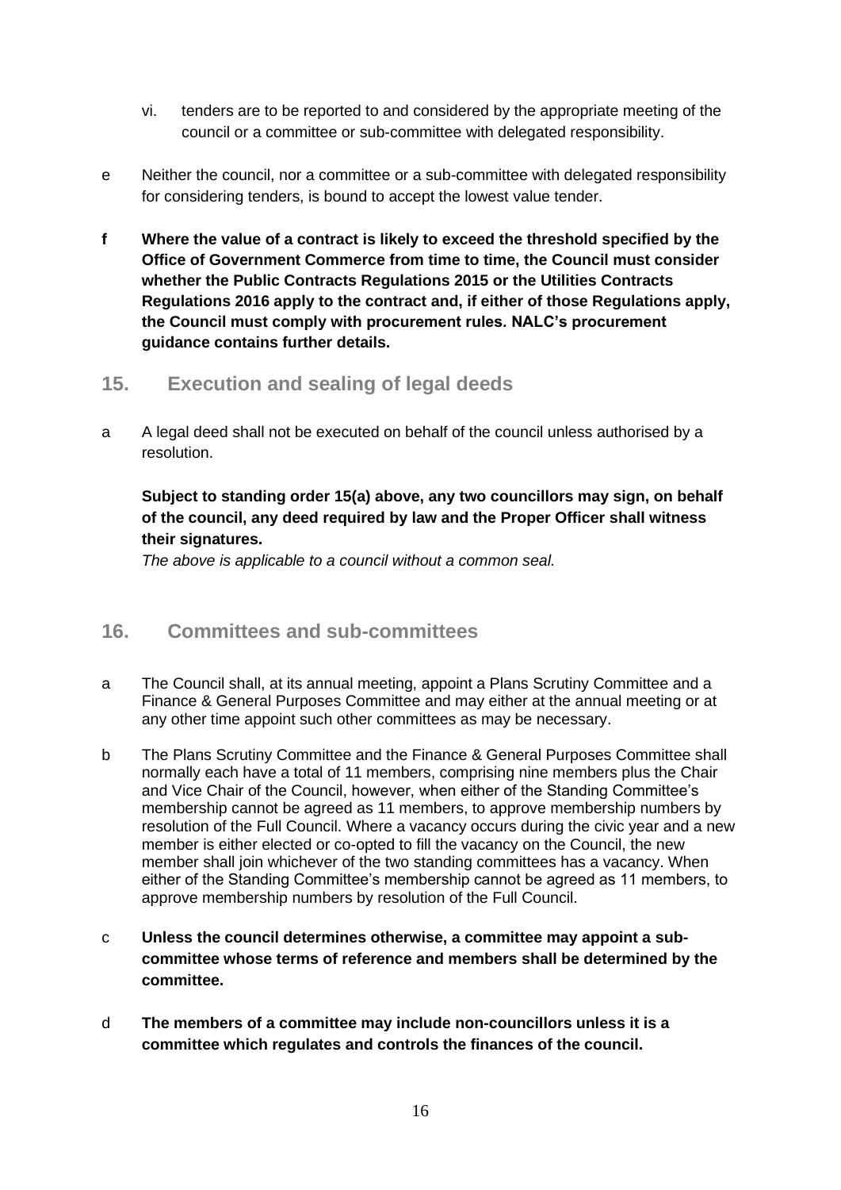vi. tenders are to be reported to and considered by the appropriate meeting of the council or a committee or sub-committee with delegated responsibility.

e Neither the council, nor a committee or a sub-committee with delegated responsibility for considering tenders, is bound to accept the lowest value tender.

**f Where the value of a contract is likely to exceed the threshold specified by the Office of Government Commerce from time to time, the Council must consider whether the Public Contracts Regulations 2015 or the Utilities Contracts Regulations 2016 apply to the contract and, if either of those Regulations apply, the Council must comply with procurement rules. NALC's procurement guidance contains further details.**

## 15. Execution and sealing of legal deeds

a A legal deed shall not be executed on behalf of the council unless authorised by a resolution.

**Subject to standing order 15(a) above, any two councillors may sign, on behalf of the council, any deed required by law and the Proper Officer shall witness their signatures.**

*The above is applicable to a council without a common seal.*

## 16. Committees and sub-committees

a The Council shall, at its annual meeting, appoint a Plans Scrutiny Committee and a Finance & General Purposes Committee and may either at the annual meeting or at any other time appoint such other committees as may be necessary.

b The Plans Scrutiny Committee and the Finance & General Purposes Committee shall normally each have a total of 11 members, comprising nine members plus the Chair and Vice Chair of the Council, however, when either of the Standing Committee's membership cannot be agreed as 11 members, to approve membership numbers by resolution of the Full Council. Where a vacancy occurs during the civic year and a new member is either elected or co-opted to fill the vacancy on the Council, the new member shall join whichever of the two standing committees has a vacancy. When either of the Standing Committee's membership cannot be agreed as 11 members, to approve membership numbers by resolution of the Full Council.

c **Unless the council determines otherwise, a committee may appoint a sub-committee whose terms of reference and members shall be determined by the committee.**

d **The members of a committee may include non-councillors unless it is a committee which regulates and controls the finances of the council.**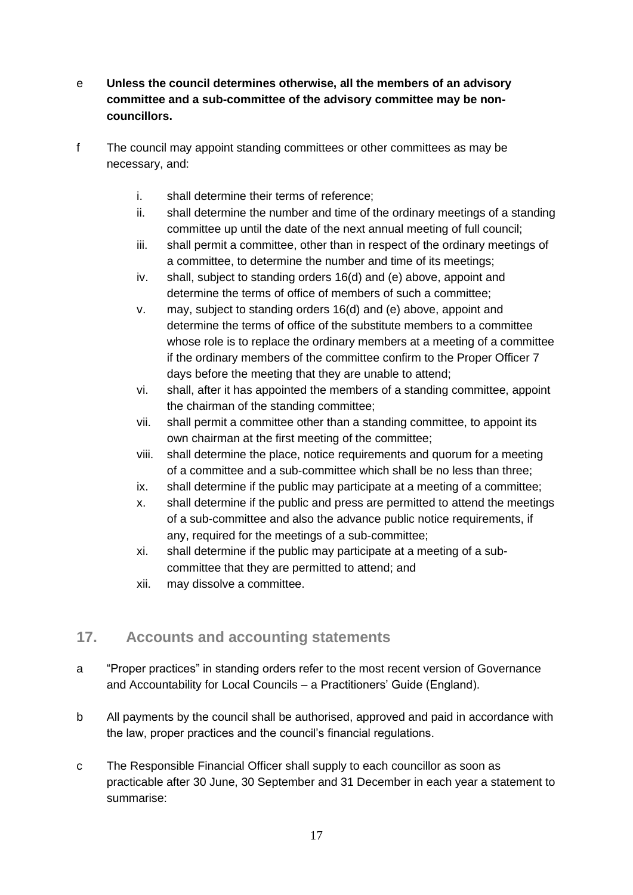e **Unless the council determines otherwise, all the members of an advisory committee and a sub-committee of the advisory committee may be non-councillors.**

f The council may appoint standing committees or other committees as may be necessary, and:

i. shall determine their terms of reference;
ii. shall determine the number and time of the ordinary meetings of a standing committee up until the date of the next annual meeting of full council;
iii. shall permit a committee, other than in respect of the ordinary meetings of a committee, to determine the number and time of its meetings;
iv. shall, subject to standing orders 16(d) and (e) above, appoint and determine the terms of office of members of such a committee;
v. may, subject to standing orders 16(d) and (e) above, appoint and determine the terms of office of the substitute members to a committee whose role is to replace the ordinary members at a meeting of a committee if the ordinary members of the committee confirm to the Proper Officer 7 days before the meeting that they are unable to attend;
vi. shall, after it has appointed the members of a standing committee, appoint the chairman of the standing committee;
vii. shall permit a committee other than a standing committee, to appoint its own chairman at the first meeting of the committee;
viii. shall determine the place, notice requirements and quorum for a meeting of a committee and a sub-committee which shall be no less than three;
ix. shall determine if the public may participate at a meeting of a committee;
x. shall determine if the public and press are permitted to attend the meetings of a sub-committee and also the advance public notice requirements, if any, required for the meetings of a sub-committee;
xi. shall determine if the public may participate at a meeting of a sub-committee that they are permitted to attend; and
xii. may dissolve a committee.

## 17. Accounts and accounting statements

a "Proper practices" in standing orders refer to the most recent version of Governance and Accountability for Local Councils – a Practitioners' Guide (England).

b All payments by the council shall be authorised, approved and paid in accordance with the law, proper practices and the council's financial regulations.

c The Responsible Financial Officer shall supply to each councillor as soon as practicable after 30 June, 30 September and 31 December in each year a statement to summarise: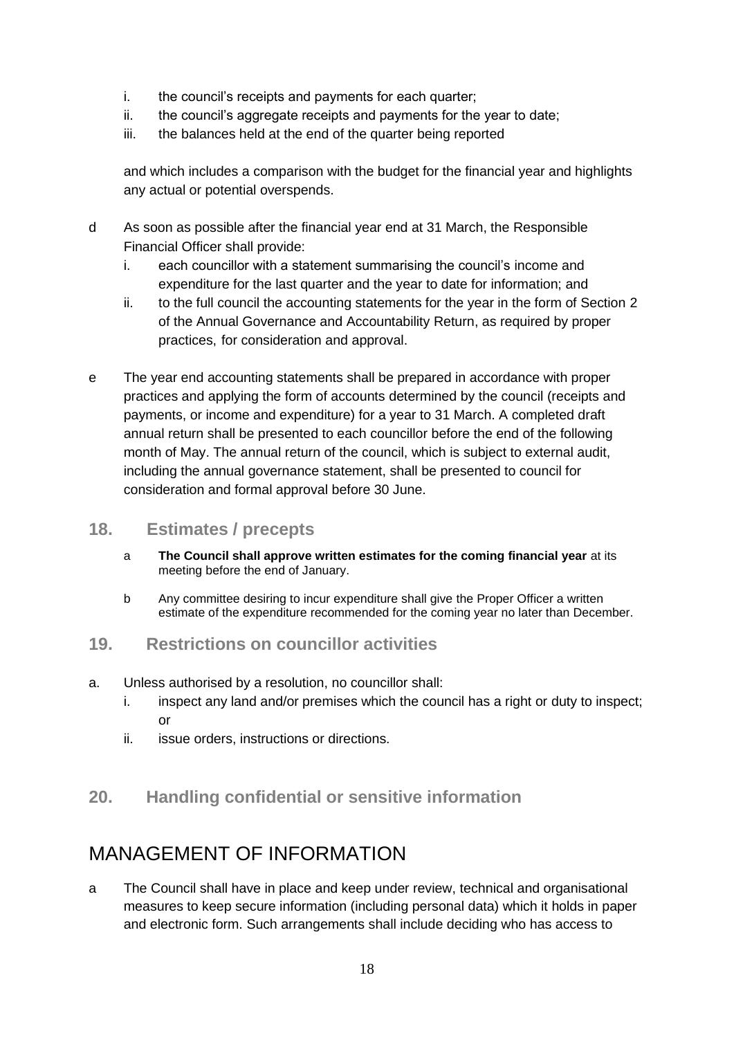i. the council's receipts and payments for each quarter;
ii. the council's aggregate receipts and payments for the year to date;
iii. the balances held at the end of the quarter being reported

and which includes a comparison with the budget for the financial year and highlights any actual or potential overspends.

d As soon as possible after the financial year end at 31 March, the Responsible Financial Officer shall provide:
i. each councillor with a statement summarising the council's income and expenditure for the last quarter and the year to date for information; and
ii. to the full council the accounting statements for the year in the form of Section 2 of the Annual Governance and Accountability Return, as required by proper practices, for consideration and approval.

e The year end accounting statements shall be prepared in accordance with proper practices and applying the form of accounts determined by the council (receipts and payments, or income and expenditure) for a year to 31 March. A completed draft annual return shall be presented to each councillor before the end of the following month of May. The annual return of the council, which is subject to external audit, including the annual governance statement, shall be presented to council for consideration and formal approval before 30 June.

## 18. Estimates / precepts

a **The Council shall approve written estimates for the coming financial year** at its meeting before the end of January.

b Any committee desiring to incur expenditure shall give the Proper Officer a written estimate of the expenditure recommended for the coming year no later than December.

## 19. Restrictions on councillor activities

a. Unless authorised by a resolution, no councillor shall:
i. inspect any land and/or premises which the council has a right or duty to inspect; or
ii. issue orders, instructions or directions.

## 20. Handling confidential or sensitive information

# MANAGEMENT OF INFORMATION

a The Council shall have in place and keep under review, technical and organisational measures to keep secure information (including personal data) which it holds in paper and electronic form. Such arrangements shall include deciding who has access to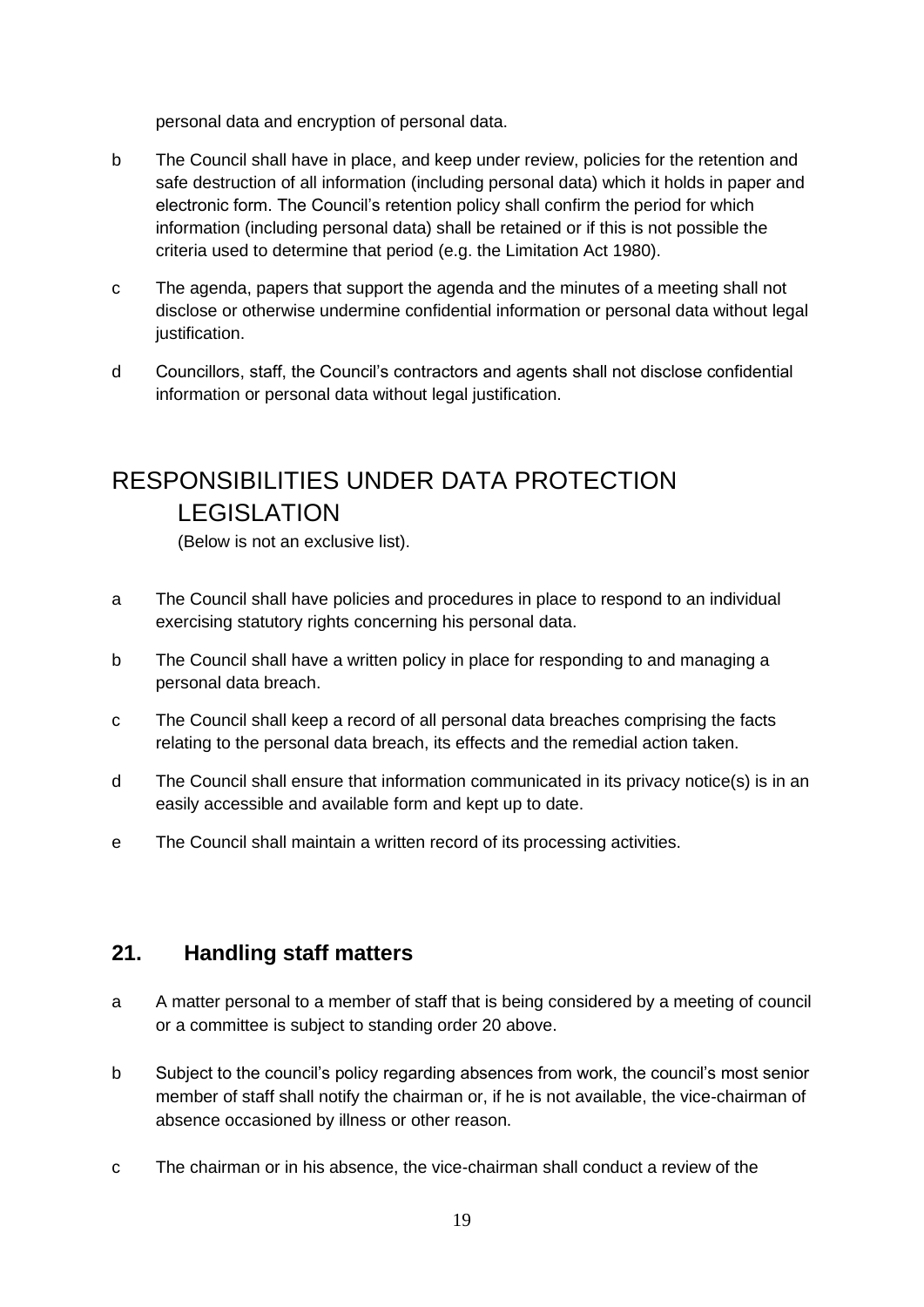personal data and encryption of personal data.

b The Council shall have in place, and keep under review, policies for the retention and safe destruction of all information (including personal data) which it holds in paper and electronic form. The Council's retention policy shall confirm the period for which information (including personal data) shall be retained or if this is not possible the criteria used to determine that period (e.g. the Limitation Act 1980).

c The agenda, papers that support the agenda and the minutes of a meeting shall not disclose or otherwise undermine confidential information or personal data without legal justification.

d Councillors, staff, the Council's contractors and agents shall not disclose confidential information or personal data without legal justification.

# RESPONSIBILITIES UNDER DATA PROTECTION LEGISLATION

(Below is not an exclusive list).

a The Council shall have policies and procedures in place to respond to an individual exercising statutory rights concerning his personal data.

b The Council shall have a written policy in place for responding to and managing a personal data breach.

c The Council shall keep a record of all personal data breaches comprising the facts relating to the personal data breach, its effects and the remedial action taken.

d The Council shall ensure that information communicated in its privacy notice(s) is in an easily accessible and available form and kept up to date.

e The Council shall maintain a written record of its processing activities.

## 21. Handling staff matters

a A matter personal to a member of staff that is being considered by a meeting of council or a committee is subject to standing order 20 above.

b Subject to the council's policy regarding absences from work, the council's most senior member of staff shall notify the chairman or, if he is not available, the vice-chairman of absence occasioned by illness or other reason.

c The chairman or in his absence, the vice-chairman shall conduct a review of the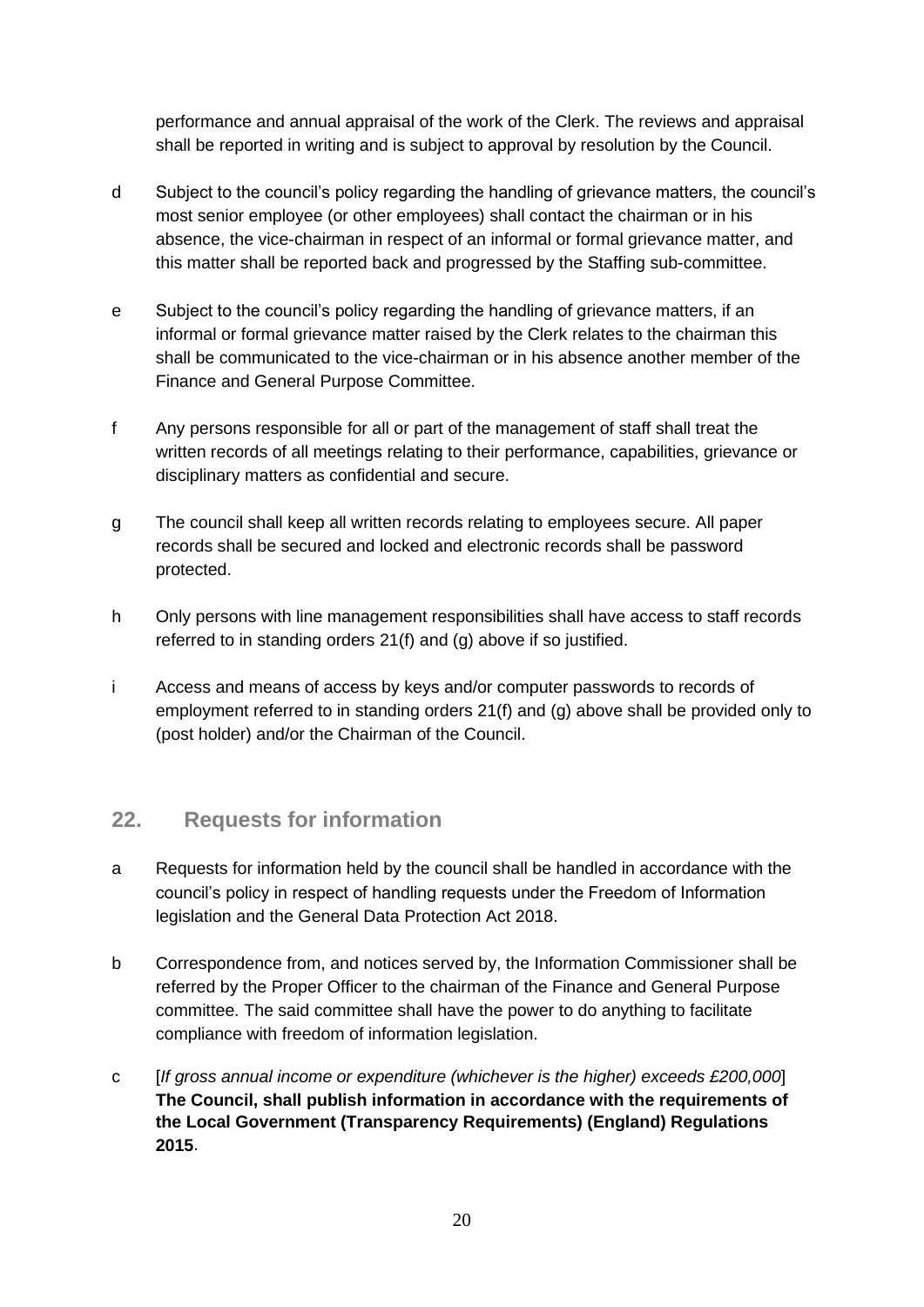performance and annual appraisal of the work of the Clerk. The reviews and appraisal shall be reported in writing and is subject to approval by resolution by the Council.

d Subject to the council's policy regarding the handling of grievance matters, the council's most senior employee (or other employees) shall contact the chairman or in his absence, the vice-chairman in respect of an informal or formal grievance matter, and this matter shall be reported back and progressed by the Staffing sub-committee.

e Subject to the council's policy regarding the handling of grievance matters, if an informal or formal grievance matter raised by the Clerk relates to the chairman this shall be communicated to the vice-chairman or in his absence another member of the Finance and General Purpose Committee.

f Any persons responsible for all or part of the management of staff shall treat the written records of all meetings relating to their performance, capabilities, grievance or disciplinary matters as confidential and secure.

g The council shall keep all written records relating to employees secure. All paper records shall be secured and locked and electronic records shall be password protected.

h Only persons with line management responsibilities shall have access to staff records referred to in standing orders 21(f) and (g) above if so justified.

i Access and means of access by keys and/or computer passwords to records of employment referred to in standing orders 21(f) and (g) above shall be provided only to (post holder) and/or the Chairman of the Council.

## 22. Requests for information

a Requests for information held by the council shall be handled in accordance with the council's policy in respect of handling requests under the Freedom of Information legislation and the General Data Protection Act 2018.

b Correspondence from, and notices served by, the Information Commissioner shall be referred by the Proper Officer to the chairman of the Finance and General Purpose committee. The said committee shall have the power to do anything to facilitate compliance with freedom of information legislation.

c [*If gross annual income or expenditure (whichever is the higher) exceeds £200,000*] **The Council, shall publish information in accordance with the requirements of the Local Government (Transparency Requirements) (England) Regulations 2015**.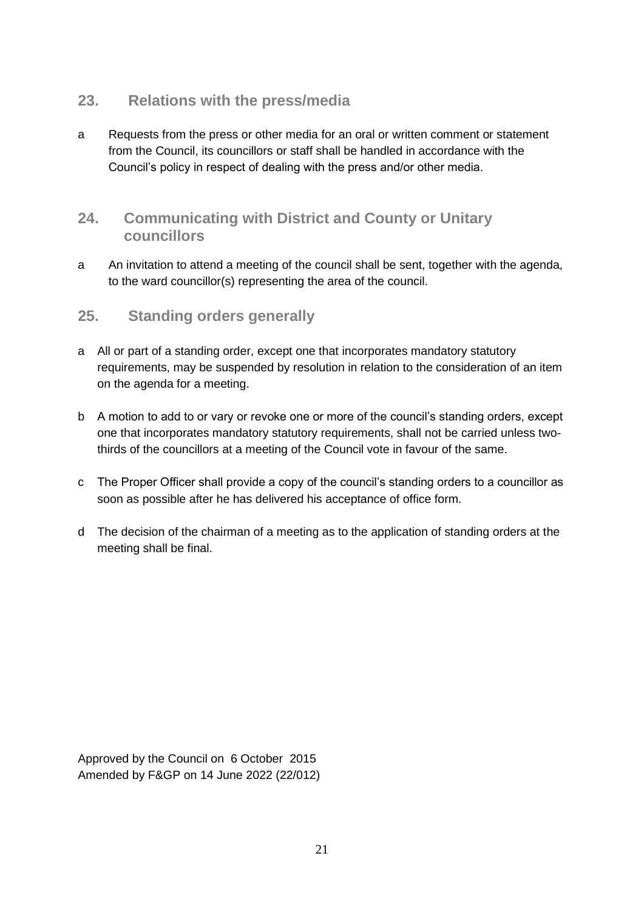## 23. Relations with the press/media

a Requests from the press or other media for an oral or written comment or statement from the Council, its councillors or staff shall be handled in accordance with the Council's policy in respect of dealing with the press and/or other media.

## 24. Communicating with District and County or Unitary councillors

a An invitation to attend a meeting of the council shall be sent, together with the agenda, to the ward councillor(s) representing the area of the council.

## 25. Standing orders generally

a All or part of a standing order, except one that incorporates mandatory statutory requirements, may be suspended by resolution in relation to the consideration of an item on the agenda for a meeting.

b A motion to add to or vary or revoke one or more of the council's standing orders, except one that incorporates mandatory statutory requirements, shall not be carried unless two-thirds of the councillors at a meeting of the Council vote in favour of the same.

c The Proper Officer shall provide a copy of the council's standing orders to a councillor as soon as possible after he has delivered his acceptance of office form.

d The decision of the chairman of a meeting as to the application of standing orders at the meeting shall be final.

Approved by the Council on 6 October 2015
Amended by F&GP on 14 June 2022 (22/012)